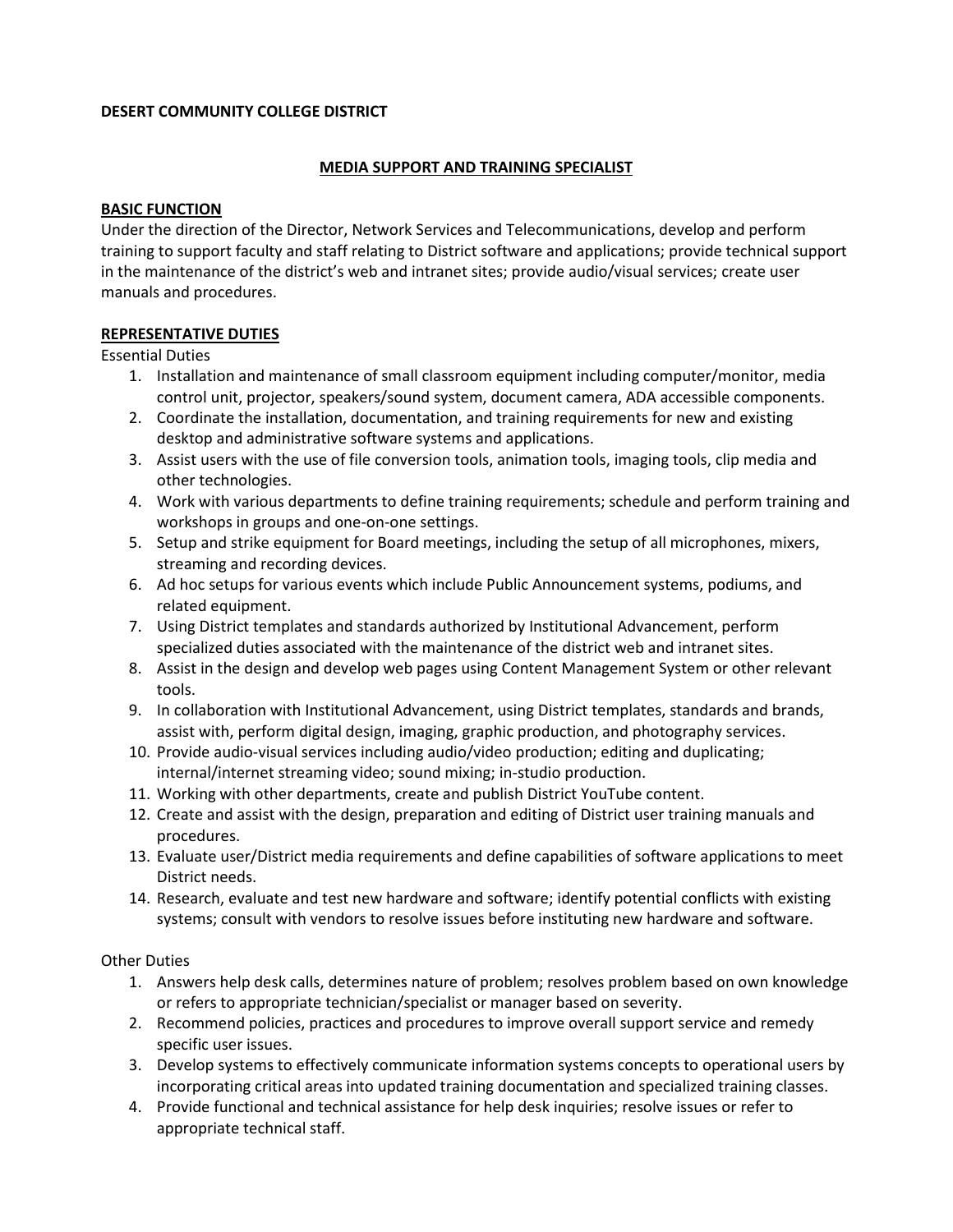**DESERT COMMUNITY COLLEGE DISTRICT**

## MEDIA SUPPORT AND TRAINING SPECIALIST

### BASIC FUNCTION

Under the direction of the Director, Network Services and Telecommunications, develop and perform training to support faculty and staff relating to District software and applications; provide technical support in the maintenance of the district's web and intranet sites; provide audio/visual services; create user manuals and procedures.

### REPRESENTATIVE DUTIES

Essential Duties

1. Installation and maintenance of small classroom equipment including computer/monitor, media control unit, projector, speakers/sound system, document camera, ADA accessible components.
2. Coordinate the installation, documentation, and training requirements for new and existing desktop and administrative software systems and applications.
3. Assist users with the use of file conversion tools, animation tools, imaging tools, clip media and other technologies.
4. Work with various departments to define training requirements; schedule and perform training and workshops in groups and one-on-one settings.
5. Setup and strike equipment for Board meetings, including the setup of all microphones, mixers, streaming and recording devices.
6. Ad hoc setups for various events which include Public Announcement systems, podiums, and related equipment.
7. Using District templates and standards authorized by Institutional Advancement, perform specialized duties associated with the maintenance of the district web and intranet sites.
8. Assist in the design and develop web pages using Content Management System or other relevant tools.
9. In collaboration with Institutional Advancement, using District templates, standards and brands, assist with, perform digital design, imaging, graphic production, and photography services.
10. Provide audio-visual services including audio/video production; editing and duplicating; internal/internet streaming video; sound mixing; in-studio production.
11. Working with other departments, create and publish District YouTube content.
12. Create and assist with the design, preparation and editing of District user training manuals and procedures.
13. Evaluate user/District media requirements and define capabilities of software applications to meet District needs.
14. Research, evaluate and test new hardware and software; identify potential conflicts with existing systems; consult with vendors to resolve issues before instituting new hardware and software.

Other Duties

1. Answers help desk calls, determines nature of problem; resolves problem based on own knowledge or refers to appropriate technician/specialist or manager based on severity.
2. Recommend policies, practices and procedures to improve overall support service and remedy specific user issues.
3. Develop systems to effectively communicate information systems concepts to operational users by incorporating critical areas into updated training documentation and specialized training classes.
4. Provide functional and technical assistance for help desk inquiries; resolve issues or refer to appropriate technical staff.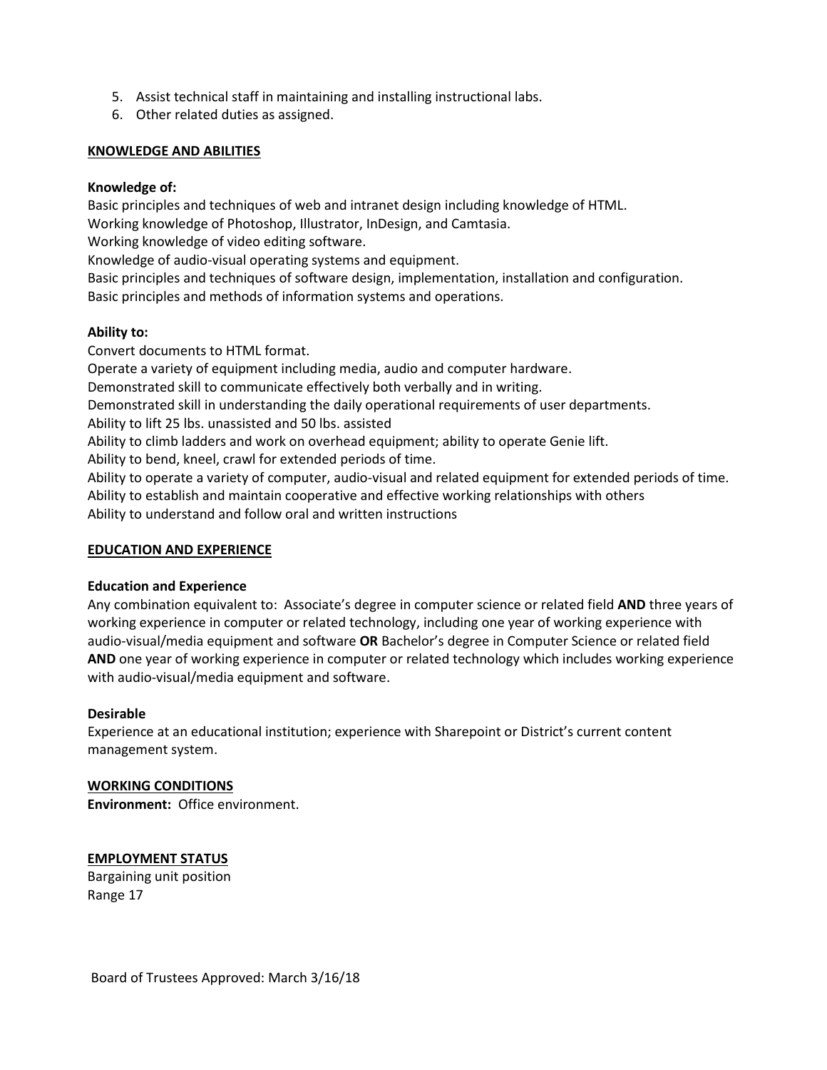5. Assist technical staff in maintaining and installing instructional labs.
6. Other related duties as assigned.

## KNOWLEDGE AND ABILITIES

**Knowledge of:**

Basic principles and techniques of web and intranet design including knowledge of HTML.
Working knowledge of Photoshop, Illustrator, InDesign, and Camtasia.
Working knowledge of video editing software.
Knowledge of audio-visual operating systems and equipment.
Basic principles and techniques of software design, implementation, installation and configuration.
Basic principles and methods of information systems and operations.

**Ability to:**

Convert documents to HTML format.
Operate a variety of equipment including media, audio and computer hardware.
Demonstrated skill to communicate effectively both verbally and in writing.
Demonstrated skill in understanding the daily operational requirements of user departments.
Ability to lift 25 lbs. unassisted and 50 lbs. assisted
Ability to climb ladders and work on overhead equipment; ability to operate Genie lift.
Ability to bend, kneel, crawl for extended periods of time.
Ability to operate a variety of computer, audio-visual and related equipment for extended periods of time.
Ability to establish and maintain cooperative and effective working relationships with others
Ability to understand and follow oral and written instructions

## EDUCATION AND EXPERIENCE

**Education and Experience**

Any combination equivalent to: Associate's degree in computer science or related field **AND** three years of working experience in computer or related technology, including one year of working experience with audio-visual/media equipment and software **OR** Bachelor's degree in Computer Science or related field **AND** one year of working experience in computer or related technology which includes working experience with audio-visual/media equipment and software.

**Desirable**

Experience at an educational institution; experience with Sharepoint or District's current content management system.

## WORKING CONDITIONS

**Environment:** Office environment.

## EMPLOYMENT STATUS

Bargaining unit position
Range 17

Board of Trustees Approved: March 3/16/18